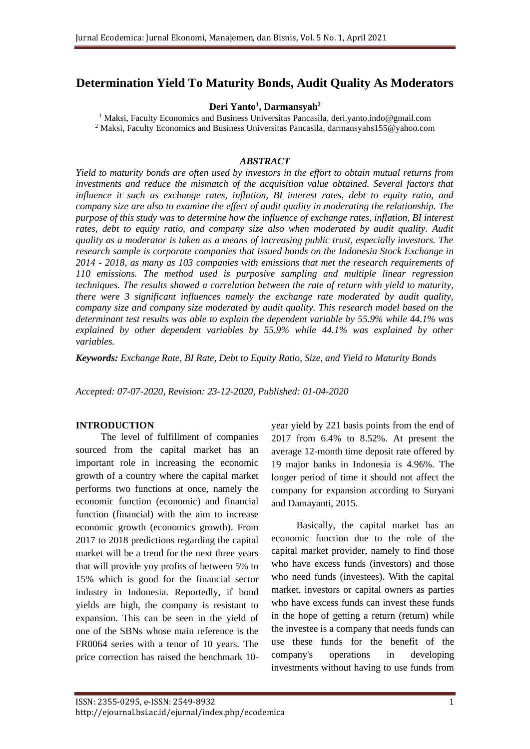# Determination Yield To Maturity Bonds, Audit Quality As Moderators

**Deri Yanto[1], Darmansyah[2]**

[1] Maksi, Faculty Economics and Business Universitas Pancasila, deri.yanto.indo@gmail.com
[2] Maksi, Faculty Economics and Business Universitas Pancasila, darmansyahs155@yahoo.com

### *ABSTRACT*

*Yield to maturity bonds are often used by investors in the effort to obtain mutual returns from investments and reduce the mismatch of the acquisition value obtained. Several factors that influence it such as exchange rates, inflation, BI interest rates, debt to equity ratio, and company size are also to examine the effect of audit quality in moderating the relationship. The purpose of this study was to determine how the influence of exchange rates, inflation, BI interest rates, debt to equity ratio, and company size also when moderated by audit quality. Audit quality as a moderator is taken as a means of increasing public trust, especially investors. The research sample is corporate companies that issued bonds on the Indonesia Stock Exchange in 2014 - 2018, as many as 103 companies with emissions that met the research requirements of 110 emissions. The method used is purposive sampling and multiple linear regression techniques. The results showed a correlation between the rate of return with yield to maturity, there were 3 significant influences namely the exchange rate moderated by audit quality, company size and company size moderated by audit quality. This research model based on the determinant test results was able to explain the dependent variable by 55.9% while 44.1% was explained by other dependent variables by 55.9% while 44.1% was explained by other variables.*

***Keywords:*** *Exchange Rate, BI Rate, Debt to Equity Ratio, Size, and Yield to Maturity Bonds*

*Accepted: 07-07-2020, Revision: 23-12-2020, Published: 01-04-2020*

## INTRODUCTION

The level of fulfillment of companies sourced from the capital market has an important role in increasing the economic growth of a country where the capital market performs two functions at once, namely the economic function (economic) and financial function (financial) with the aim to increase economic growth (economics growth). From 2017 to 2018 predictions regarding the capital market will be a trend for the next three years that will provide yoy profits of between 5% to 15% which is good for the financial sector industry in Indonesia. Reportedly, if bond yields are high, the company is resistant to expansion. This can be seen in the yield of one of the SBNs whose main reference is the FR0064 series with a tenor of 10 years. The price correction has raised the benchmark 10-year yield by 221 basis points from the end of 2017 from 6.4% to 8.52%. At present the average 12-month time deposit rate offered by 19 major banks in Indonesia is 4.96%. The longer period of time it should not affect the company for expansion according to Suryani and Damayanti, 2015.

Basically, the capital market has an economic function due to the role of the capital market provider, namely to find those who have excess funds (investors) and those who need funds (investees). With the capital market, investors or capital owners as parties who have excess funds can invest these funds in the hope of getting a return (return) while the investee is a company that needs funds can use these funds for the benefit of the company's operations in developing investments without having to use funds from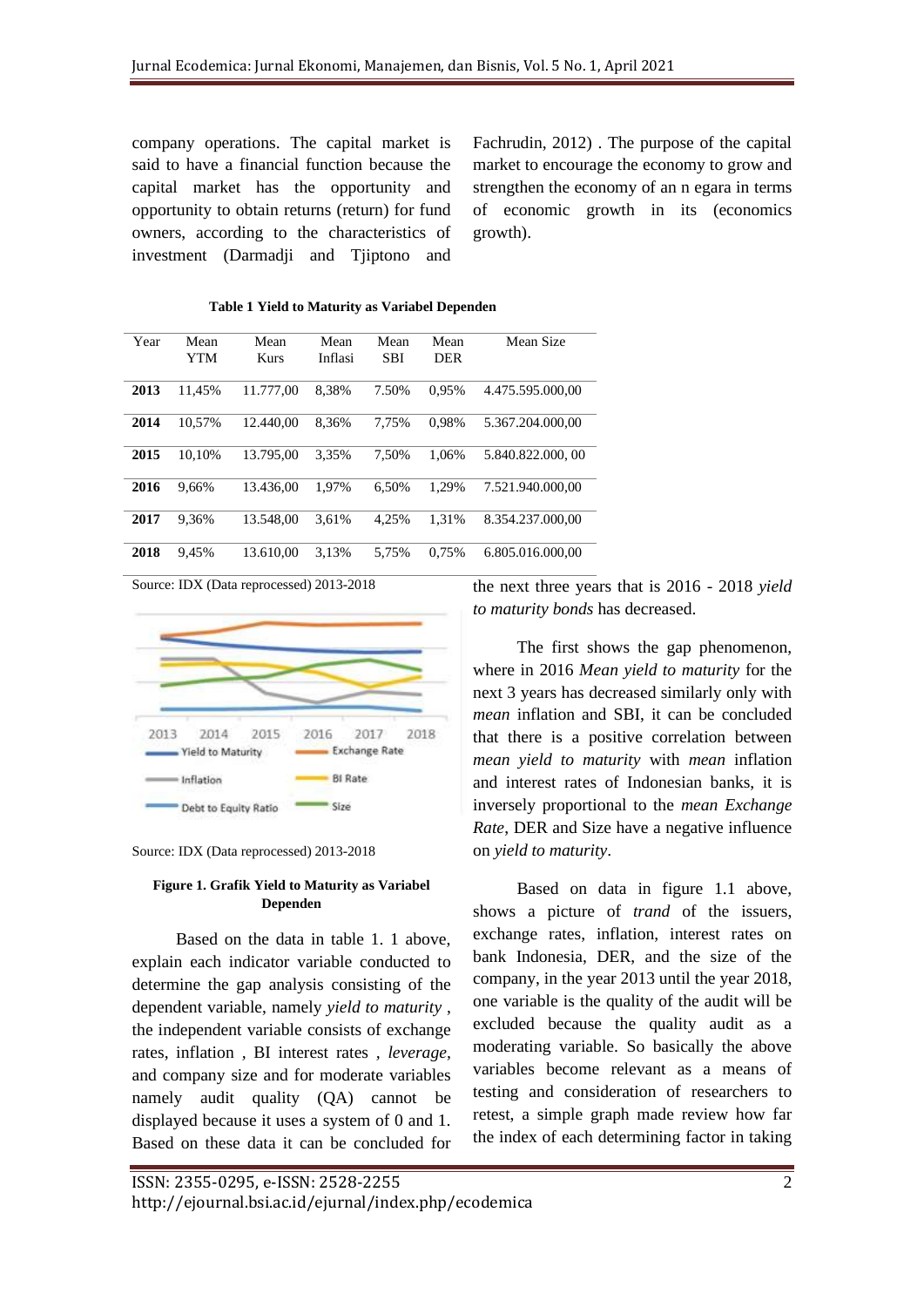company operations. The capital market is said to have a financial function because the capital market has the opportunity and opportunity to obtain returns (return) for fund owners, according to the characteristics of investment (Darmadji and Tjiptono and Fachrudin, 2012) . The purpose of the capital market to encourage the economy to grow and strengthen the economy of an n egara in terms of economic growth in its (economics growth).

**Table 1 Yield to Maturity as Variabel Dependen**

| Year | Mean YTM | Mean Kurs | Mean Inflasi | Mean SBI | Mean DER | Mean Size |
|---|---|---|---|---|---|---|
| **2013** | 11,45% | 11.777,00 | 8,38% | 7.50% | 0,95% | 4.475.595.000,00 |
| **2014** | 10,57% | 12.440,00 | 8,36% | 7,75% | 0,98% | 5.367.204.000,00 |
| **2015** | 10,10% | 13.795,00 | 3,35% | 7,50% | 1,06% | 5.840.822.000, 00 |
| **2016** | 9,66% | 13.436,00 | 1,97% | 6,50% | 1,29% | 7.521.940.000,00 |
| **2017** | 9,36% | 13.548,00 | 3,61% | 4,25% | 1,31% | 8.354.237.000,00 |
| **2018** | 9,45% | 13.610,00 | 3,13% | 5,75% | 0,75% | 6.805.016.000,00 |

Source: IDX (Data reprocessed) 2013-2018

Source: IDX (Data reprocessed) 2013-2018

**Figure 1. Grafik Yield to Maturity as Variabel Dependen**

Based on the data in table 1. 1 above, explain each indicator variable conducted to determine the gap analysis consisting of the dependent variable, namely *yield to maturity* , the independent variable consists of exchange rates, inflation , BI interest rates , *leverage,* and company size and for moderate variables namely audit quality (QA) cannot be displayed because it uses a system of 0 and 1. Based on these data it can be concluded for the next three years that is 2016 - 2018 *yield to maturity bonds* has decreased.

The first shows the gap phenomenon, where in 2016 *Mean yield to maturity* for the next 3 years has decreased similarly only with *mean* inflation and SBI, it can be concluded that there is a positive correlation between *mean yield to maturity* with *mean* inflation and interest rates of Indonesian banks, it is inversely proportional to the *mean Exchange Rate*, DER and Size have a negative influence on *yield to maturity*.

Based on data in figure 1.1 above, shows a picture of *trand* of the issuers, exchange rates, inflation, interest rates on bank Indonesia, DER, and the size of the company, in the year 2013 until the year 2018, one variable is the quality of the audit will be excluded because the quality audit as a moderating variable. So basically the above variables become relevant as a means of testing and consideration of researchers to retest, a simple graph made review how far the index of each determining factor in taking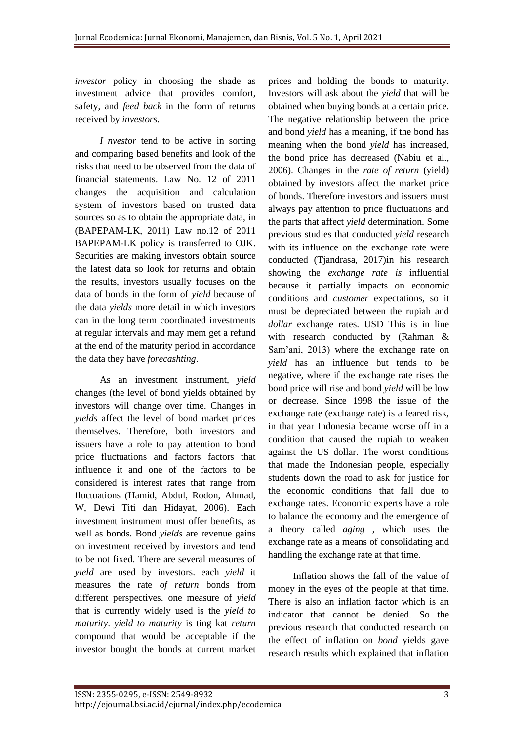*investor* policy in choosing the shade as investment advice that provides comfort, safety, and *feed back* in the form of returns received by *investors.*

*I nvestor* tend to be active in sorting and comparing based benefits and look of the risks that need to be observed from the data of financial statements. Law No. 12 of 2011 changes the acquisition and calculation system of investors based on trusted data sources so as to obtain the appropriate data, in (BAPEPAM-LK, 2011) Law no.12 of 2011 BAPEPAM-LK policy is transferred to OJK. Securities are making investors obtain source the latest data so look for returns and obtain the results, investors usually focuses on the data of bonds in the form of *yield* because of the data *yields* more detail in which investors can in the long term coordinated investments at regular intervals and may mem get a refund at the end of the maturity period in accordance the data they have *forecashting*.

As an investment instrument, *yield* changes (the level of bond yields obtained by investors will change over time. Changes in *yields* affect the level of bond market prices themselves. Therefore, both investors and issuers have a role to pay attention to bond price fluctuations and factors factors that influence it and one of the factors to be considered is interest rates that range from fluctuations (Hamid, Abdul, Rodon, Ahmad, W, Dewi Titi dan Hidayat, 2006). Each investment instrument must offer benefits, as well as bonds. Bond *yields* are revenue gains on investment received by investors and tend to be not fixed. There are several measures of *yield* are used by investors. each *yield* it measures the rate *of return* bonds from different perspectives. one measure of *yield* that is currently widely used is the *yield to maturity*. *yield to maturity* is ting kat *return* compound that would be acceptable if the investor bought the bonds at current market prices and holding the bonds to maturity. Investors will ask about the *yield* that will be obtained when buying bonds at a certain price. The negative relationship between the price and bond *yield* has a meaning, if the bond has meaning when the bond *yield* has increased, the bond price has decreased (Nabiu et al., 2006). Changes in the *rate of return* (yield) obtained by investors affect the market price of bonds. Therefore investors and issuers must always pay attention to price fluctuations and the parts that affect *yield* determination. Some previous studies that conducted *yield* research with its influence on the exchange rate were conducted (Tjandrasa, 2017)in his research showing the *exchange rate is* influential because it partially impacts on economic conditions and *customer* expectations, so it must be depreciated between the rupiah and *dollar* exchange rates. USD This is in line with research conducted by (Rahman & Sam'ani, 2013) where the exchange rate on *yield* has an influence but tends to be negative, where if the exchange rate rises the bond price will rise and bond *yield* will be low or decrease. Since 1998 the issue of the exchange rate (exchange rate) is a feared risk, in that year Indonesia became worse off in a condition that caused the rupiah to weaken against the US dollar. The worst conditions that made the Indonesian people, especially students down the road to ask for justice for the economic conditions that fall due to exchange rates. Economic experts have a role to balance the economy and the emergence of a theory called *aging* , which uses the exchange rate as a means of consolidating and handling the exchange rate at that time.

Inflation shows the fall of the value of money in the eyes of the people at that time. There is also an inflation factor which is an indicator that cannot be denied. So the previous research that conducted research on the effect of inflation on *bond* yields gave research results which explained that inflation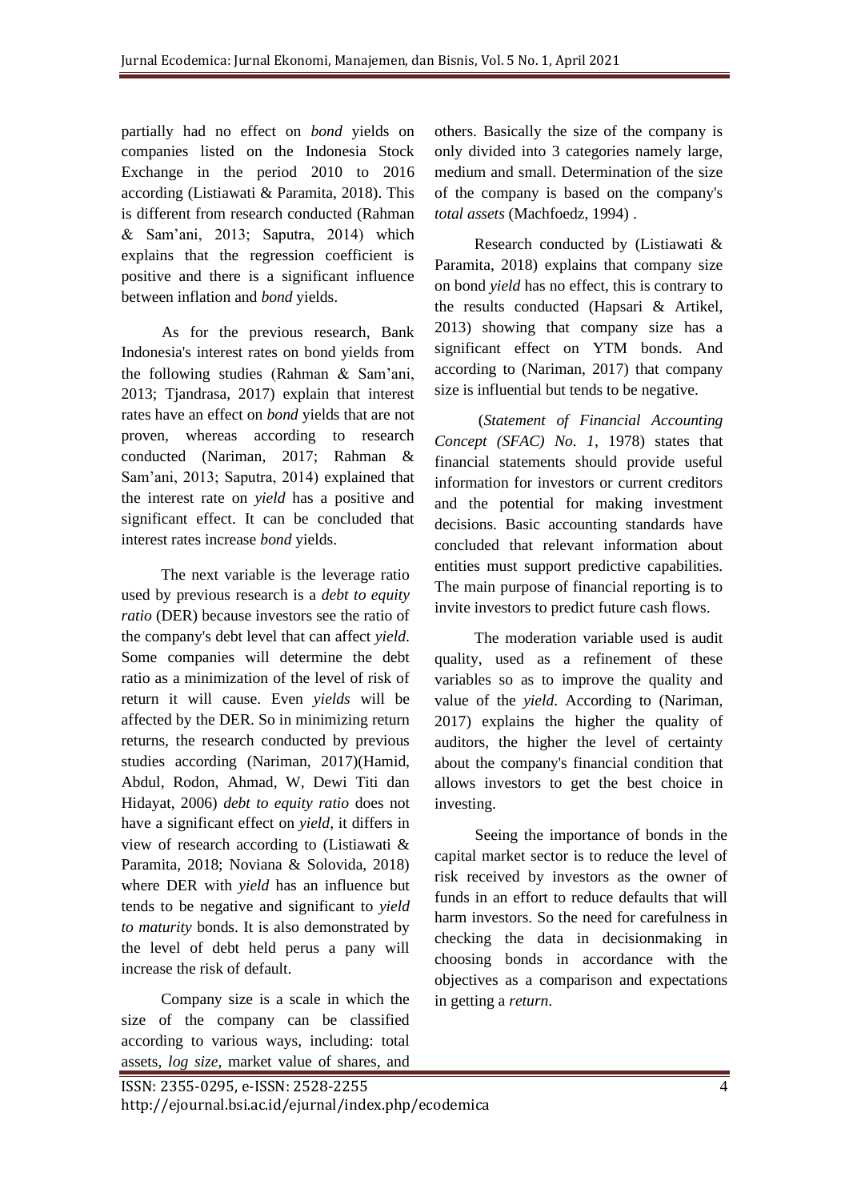partially had no effect on *bond* yields on companies listed on the Indonesia Stock Exchange in the period 2010 to 2016 according (Listiawati & Paramita, 2018). This is different from research conducted (Rahman & Sam'ani, 2013; Saputra, 2014) which explains that the regression coefficient is positive and there is a significant influence between inflation and *bond* yields.

As for the previous research, Bank Indonesia's interest rates on bond yields from the following studies (Rahman & Sam'ani, 2013; Tjandrasa, 2017) explain that interest rates have an effect on *bond* yields that are not proven, whereas according to research conducted (Nariman, 2017; Rahman & Sam'ani, 2013; Saputra, 2014) explained that the interest rate on *yield* has a positive and significant effect. It can be concluded that interest rates increase *bond* yields.

The next variable is the leverage ratio used by previous research is a *debt to equity ratio* (DER) because investors see the ratio of the company's debt level that can affect *yield*. Some companies will determine the debt ratio as a minimization of the level of risk of return it will cause. Even *yields* will be affected by the DER. So in minimizing return returns, the research conducted by previous studies according (Nariman, 2017)(Hamid, Abdul, Rodon, Ahmad, W, Dewi Titi dan Hidayat, 2006) *debt to equity ratio* does not have a significant effect on *yield*, it differs in view of research according to (Listiawati & Paramita, 2018; Noviana & Solovida, 2018) where DER with *yield* has an influence but tends to be negative and significant to *yield to maturity* bonds. It is also demonstrated by the level of debt held perus a pany will increase the risk of default.

Company size is a scale in which the size of the company can be classified according to various ways, including: total assets, *log size*, market value of shares, and others. Basically the size of the company is only divided into 3 categories namely large, medium and small. Determination of the size of the company is based on the company's *total assets* (Machfoedz, 1994) .

Research conducted by (Listiawati & Paramita, 2018) explains that company size on bond *yield* has no effect, this is contrary to the results conducted (Hapsari & Artikel, 2013) showing that company size has a significant effect on YTM bonds. And according to (Nariman, 2017) that company size is influential but tends to be negative.

(*Statement of Financial Accounting Concept (SFAC) No. 1*, 1978) states that financial statements should provide useful information for investors or current creditors and the potential for making investment decisions. Basic accounting standards have concluded that relevant information about entities must support predictive capabilities. The main purpose of financial reporting is to invite investors to predict future cash flows.

The moderation variable used is audit quality, used as a refinement of these variables so as to improve the quality and value of the *yield*. According to (Nariman, 2017) explains the higher the quality of auditors, the higher the level of certainty about the company's financial condition that allows investors to get the best choice in investing.

Seeing the importance of bonds in the capital market sector is to reduce the level of risk received by investors as the owner of funds in an effort to reduce defaults that will harm investors. So the need for carefulness in checking the data in decisionmaking in choosing bonds in accordance with the objectives as a comparison and expectations in getting a *return*.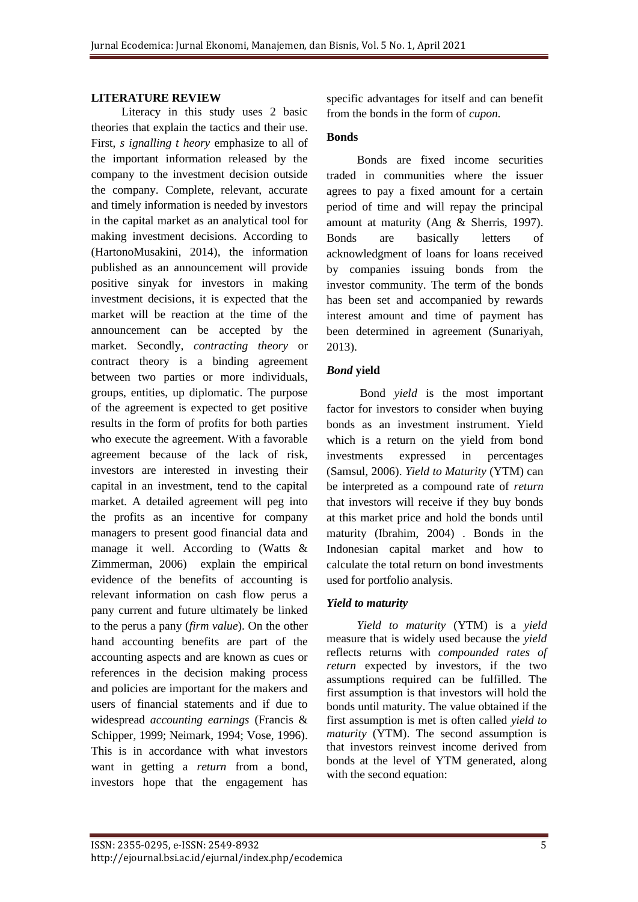## LITERATURE REVIEW

Literacy in this study uses 2 basic theories that explain the tactics and their use. First, *s ignalling t heory* emphasize to all of the important information released by the company to the investment decision outside the company. Complete, relevant, accurate and timely information is needed by investors in the capital market as an analytical tool for making investment decisions. According to (HartonoMusakini, 2014), the information published as an announcement will provide positive sinyak for investors in making investment decisions, it is expected that the market will be reaction at the time of the announcement can be accepted by the market. Secondly, *contracting theory* or contract theory is a binding agreement between two parties or more individuals, groups, entities, up diplomatic. The purpose of the agreement is expected to get positive results in the form of profits for both parties who execute the agreement. With a favorable agreement because of the lack of risk, investors are interested in investing their capital in an investment, tend to the capital market. A detailed agreement will peg into the profits as an incentive for company managers to present good financial data and manage it well. According to (Watts & Zimmerman, 2006) explain the empirical evidence of the benefits of accounting is relevant information on cash flow perus a pany current and future ultimately be linked to the perus a pany (*firm value*). On the other hand accounting benefits are part of the accounting aspects and are known as cues or references in the decision making process and policies are important for the makers and users of financial statements and if due to widespread *accounting earnings* (Francis & Schipper, 1999; Neimark, 1994; Vose, 1996). This is in accordance with what investors want in getting a *return* from a bond, investors hope that the engagement has specific advantages for itself and can benefit from the bonds in the form of *cupon.*

### Bonds

Bonds are fixed income securities traded in communities where the issuer agrees to pay a fixed amount for a certain period of time and will repay the principal amount at maturity (Ang & Sherris, 1997). Bonds are basically letters of acknowledgment of loans for loans received by companies issuing bonds from the investor community. The term of the bonds has been set and accompanied by rewards interest amount and time of payment has been determined in agreement (Sunariyah, 2013).

### *Bond* yield

Bond *yield* is the most important factor for investors to consider when buying bonds as an investment instrument. Yield which is a return on the yield from bond investments expressed in percentages (Samsul, 2006). *Yield to Maturity* (YTM) can be interpreted as a compound rate of *return* that investors will receive if they buy bonds at this market price and hold the bonds until maturity (Ibrahim, 2004) . Bonds in the Indonesian capital market and how to calculate the total return on bond investments used for portfolio analysis.

### *Yield to maturity*

*Yield to maturity* (YTM) is a *yield* measure that is widely used because the *yield* reflects returns with *compounded rates of return* expected by investors, if the two assumptions required can be fulfilled. The first assumption is that investors will hold the bonds until maturity. The value obtained if the first assumption is met is often called *yield to maturity* (YTM). The second assumption is that investors reinvest income derived from bonds at the level of YTM generated, along with the second equation: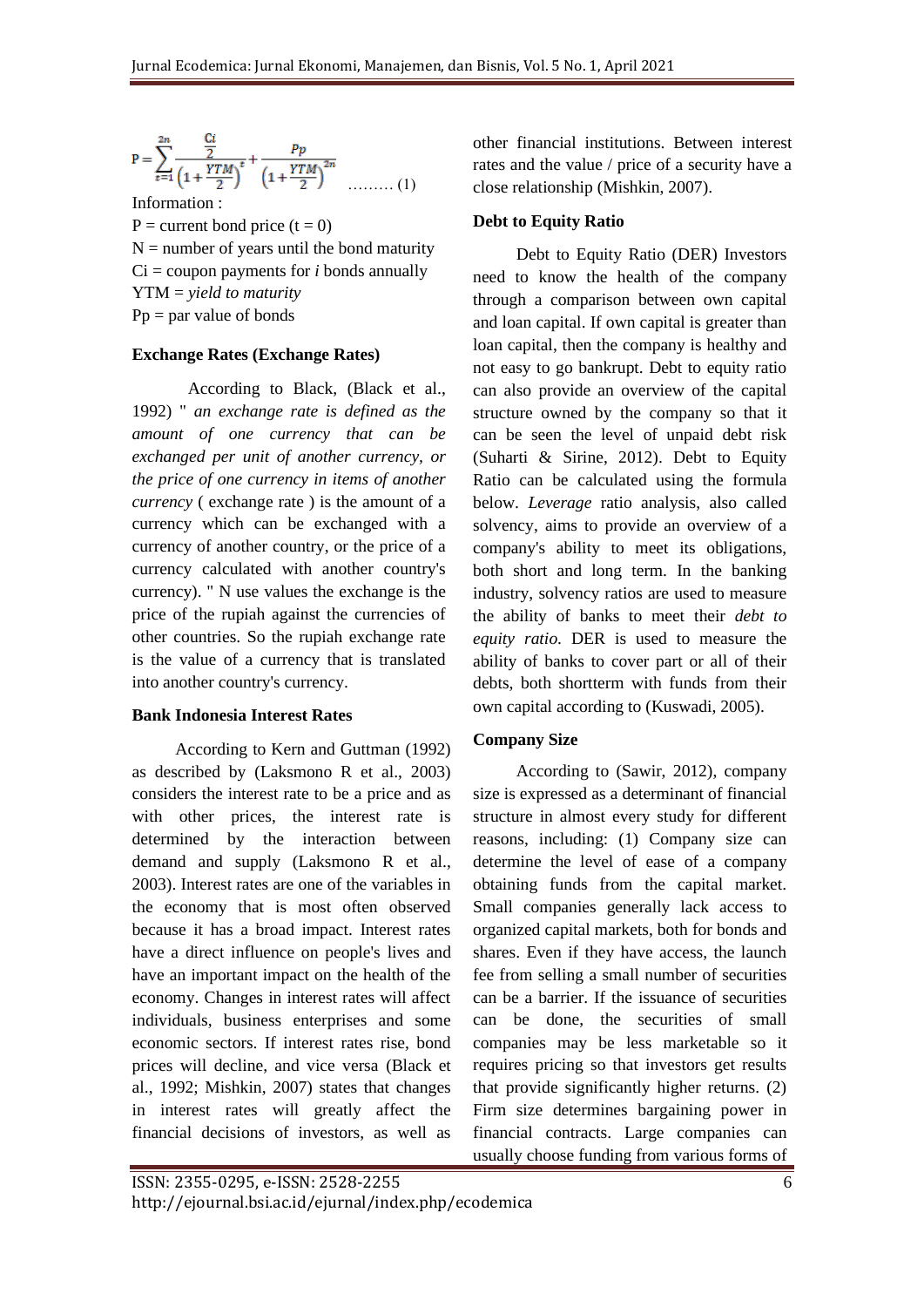$$P = \sum_{t=1}^{2n} \frac{\frac{Ci}{2}}{\left(1+\frac{YTM}{2}\right)^{t}} + \frac{Pp}{\left(1+\frac{YTM}{2}\right)^{2n}} \quad \text{.........} (1)$$

Information :

P = current bond price (t = 0)
N = number of years until the bond maturity
Ci = coupon payments for *i* bonds annually
YTM = *yield to maturity*
Pp = par value of bonds

**Exchange Rates (Exchange Rates)**

According to Black, (Black et al., 1992) " *an exchange rate is defined as the amount of one currency that can be exchanged per unit of another currency, or the price of one currency in items of another currency* ( exchange rate ) is the amount of a currency which can be exchanged with a currency of another country, or the price of a currency calculated with another country's currency). " N use values the exchange is the price of the rupiah against the currencies of other countries. So the rupiah exchange rate is the value of a currency that is translated into another country's currency.

**Bank Indonesia Interest Rates**

According to Kern and Guttman (1992) as described by (Laksmono R et al., 2003) considers the interest rate to be a price and as with other prices, the interest rate is determined by the interaction between demand and supply (Laksmono R et al., 2003). Interest rates are one of the variables in the economy that is most often observed because it has a broad impact. Interest rates have a direct influence on people's lives and have an important impact on the health of the economy. Changes in interest rates will affect individuals, business enterprises and some economic sectors. If interest rates rise, bond prices will decline, and vice versa (Black et al., 1992; Mishkin, 2007) states that changes in interest rates will greatly affect the financial decisions of investors, as well as other financial institutions. Between interest rates and the value / price of a security have a close relationship (Mishkin, 2007).

**Debt to Equity Ratio**

Debt to Equity Ratio (DER) Investors need to know the health of the company through a comparison between own capital and loan capital. If own capital is greater than loan capital, then the company is healthy and not easy to go bankrupt. Debt to equity ratio can also provide an overview of the capital structure owned by the company so that it can be seen the level of unpaid debt risk (Suharti & Sirine, 2012). Debt to Equity Ratio can be calculated using the formula below. *Leverage* ratio analysis, also called solvency, aims to provide an overview of a company's ability to meet its obligations, both short and long term. In the banking industry, solvency ratios are used to measure the ability of banks to meet their *debt to equity ratio.* DER is used to measure the ability of banks to cover part or all of their debts, both shortterm with funds from their own capital according to (Kuswadi, 2005).

**Company Size**

According to (Sawir, 2012), company size is expressed as a determinant of financial structure in almost every study for different reasons, including: (1) Company size can determine the level of ease of a company obtaining funds from the capital market. Small companies generally lack access to organized capital markets, both for bonds and shares. Even if they have access, the launch fee from selling a small number of securities can be a barrier. If the issuance of securities can be done, the securities of small companies may be less marketable so it requires pricing so that investors get results that provide significantly higher returns. (2) Firm size determines bargaining power in financial contracts. Large companies can usually choose funding from various forms of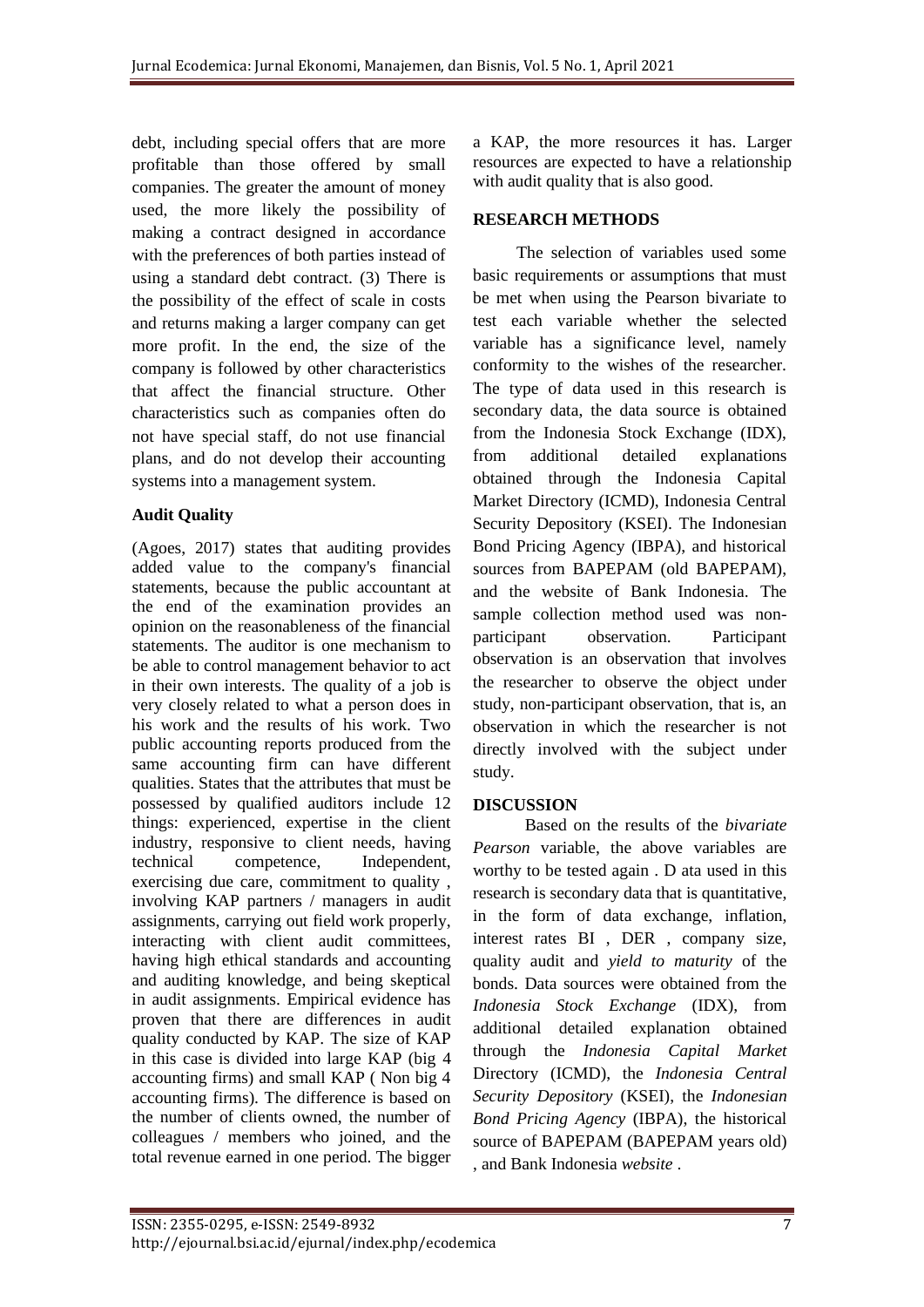debt, including special offers that are more profitable than those offered by small companies. The greater the amount of money used, the more likely the possibility of making a contract designed in accordance with the preferences of both parties instead of using a standard debt contract. (3) There is the possibility of the effect of scale in costs and returns making a larger company can get more profit. In the end, the size of the company is followed by other characteristics that affect the financial structure. Other characteristics such as companies often do not have special staff, do not use financial plans, and do not develop their accounting systems into a management system.

**Audit Quality**

(Agoes, 2017) states that auditing provides added value to the company's financial statements, because the public accountant at the end of the examination provides an opinion on the reasonableness of the financial statements. The auditor is one mechanism to be able to control management behavior to act in their own interests. The quality of a job is very closely related to what a person does in his work and the results of his work. Two public accounting reports produced from the same accounting firm can have different qualities. States that the attributes that must be possessed by qualified auditors include 12 things: experienced, expertise in the client industry, responsive to client needs, having technical competence, Independent, exercising due care, commitment to quality , involving KAP partners / managers in audit assignments, carrying out field work properly, interacting with client audit committees, having high ethical standards and accounting and auditing knowledge, and being skeptical in audit assignments. Empirical evidence has proven that there are differences in audit quality conducted by KAP. The size of KAP in this case is divided into large KAP (big 4 accounting firms) and small KAP ( Non big 4 accounting firms). The difference is based on the number of clients owned, the number of colleagues / members who joined, and the total revenue earned in one period. The bigger a KAP, the more resources it has. Larger resources are expected to have a relationship with audit quality that is also good.

**RESEARCH METHODS**

The selection of variables used some basic requirements or assumptions that must be met when using the Pearson bivariate to test each variable whether the selected variable has a significance level, namely conformity to the wishes of the researcher. The type of data used in this research is secondary data, the data source is obtained from the Indonesia Stock Exchange (IDX), from additional detailed explanations obtained through the Indonesia Capital Market Directory (ICMD), Indonesia Central Security Depository (KSEI). The Indonesian Bond Pricing Agency (IBPA), and historical sources from BAPEPAM (old BAPEPAM), and the website of Bank Indonesia. The sample collection method used was non-participant observation. Participant observation is an observation that involves the researcher to observe the object under study, non-participant observation, that is, an observation in which the researcher is not directly involved with the subject under study.

**DISCUSSION**

Based on the results of the *bivariate Pearson* variable, the above variables are worthy to be tested again . D ata used in this research is secondary data that is quantitative, in the form of data exchange, inflation, interest rates BI , DER , company size, quality audit and *yield to maturity* of the bonds. Data sources were obtained from the *Indonesia Stock Exchange* (IDX), from additional detailed explanation obtained through the *Indonesia Capital Market* Directory (ICMD), the *Indonesia Central Security Depository* (KSEI), the *Indonesian Bond Pricing Agency* (IBPA), the historical source of BAPEPAM (BAPEPAM years old) , and Bank Indonesia *website* .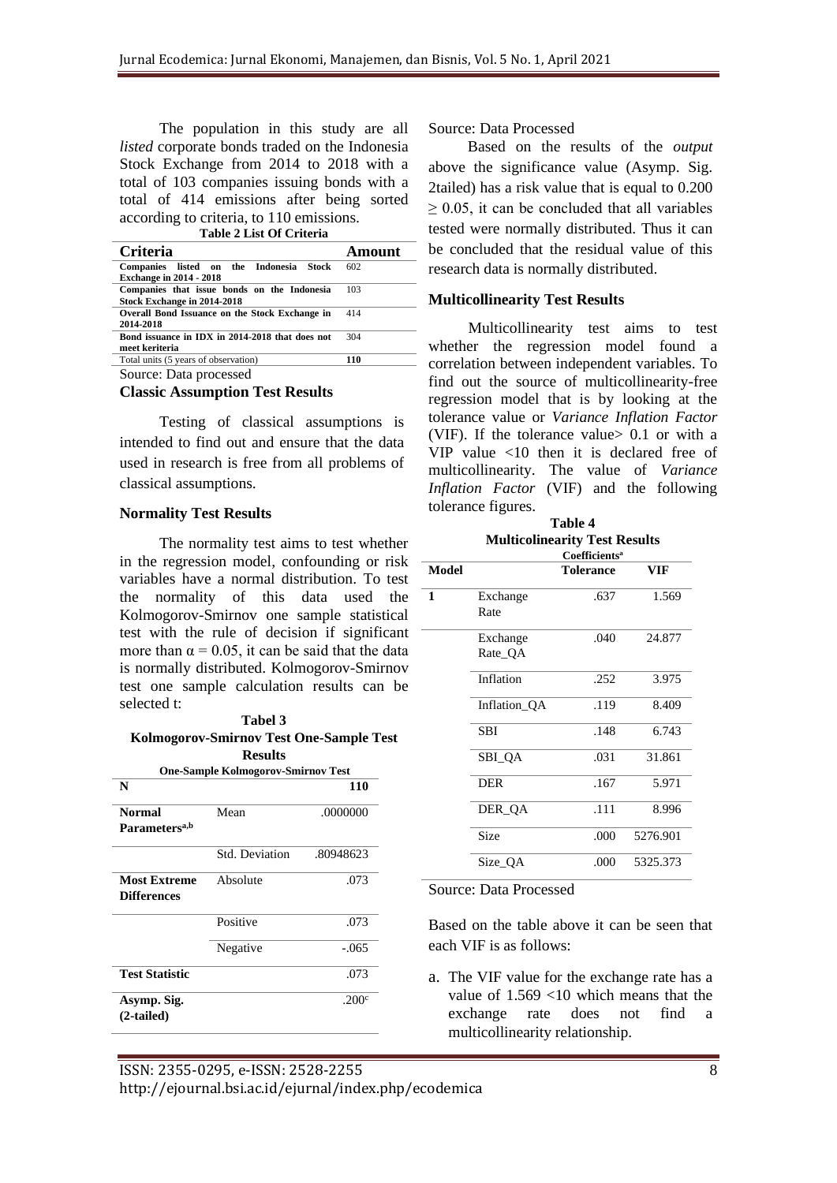The population in this study are all *listed* corporate bonds traded on the Indonesia Stock Exchange from 2014 to 2018 with a total of 103 companies issuing bonds with a total of 414 emissions after being sorted according to criteria, to 110 emissions.

**Table 2 List Of Criteria**

| Criteria | Amount |
|---|---|
| **Companies listed on the Indonesia Stock Exchange in 2014 - 2018** | 602 |
| **Companies that issue bonds on the Indonesia Stock Exchange in 2014-2018** | 103 |
| **Overall Bond Issuance on the Stock Exchange in 2014-2018** | 414 |
| **Bond issuance in IDX in 2014-2018 that does not meet keriteria** | 304 |
| Total units (5 years of observation) | **110** |

Source: Data processed

### Classic Assumption Test Results

Testing of classical assumptions is intended to find out and ensure that the data used in research is free from all problems of classical assumptions.

### Normality Test Results

The normality test aims to test whether in the regression model, confounding or risk variables have a normal distribution. To test the normality of this data used the Kolmogorov-Smirnov one sample statistical test with the rule of decision if significant more than $\alpha = 0.05$, it can be said that the data is normally distributed. Kolmogorov-Smirnov test one sample calculation results can be selected t:

**Tabel 3**
**Kolmogorov-Smirnov Test One-Sample Test Results**

**One-Sample Kolmogorov-Smirnov Test**

| | | |
|---|---|---|
| **N** | | **110** |
| **Normal Parameters**[a,b] | Mean | .0000000 |
| | Std. Deviation | .80948623 |
| **Most Extreme Differences** | Absolute | .073 |
| | Positive | .073 |
| | Negative | -.065 |
| **Test Statistic** | | .073 |
| **Asymp. Sig. (2-tailed)** | | .200[c] |

Source: Data Processed

Based on the results of the *output* above the significance value (Asymp. Sig. 2tailed) has a risk value that is equal to 0.200 $\geq 0.05$, it can be concluded that all variables tested were normally distributed. Thus it can be concluded that the residual value of this research data is normally distributed.

### Multicollinearity Test Results

Multicollinearity test aims to test whether the regression model found a correlation between independent variables. To find out the source of multicollinearity-free regression model that is by looking at the tolerance value or *Variance Inflation Factor* (VIF). If the tolerance value> 0.1 or with a VIP value <10 then it is declared free of multicollinearity. The value of *Variance Inflation Factor* (VIF) and the following tolerance figures.

**Table 4**
**Multicolinearity Test Results**

**Coefficients**[a]

| Model | | Tolerance | VIF |
|---|---|---|---|
| **1** | Exchange Rate | .637 | 1.569 |
| | Exchange Rate_QA | .040 | 24.877 |
| | Inflation | .252 | 3.975 |
| | Inflation_QA | .119 | 8.409 |
| | SBI | .148 | 6.743 |
| | SBI_QA | .031 | 31.861 |
| | DER | .167 | 5.971 |
| | DER_QA | .111 | 8.996 |
| | Size | .000 | 5276.901 |
| | Size_QA | .000 | 5325.373 |

Source: Data Processed

Based on the table above it can be seen that each VIF is as follows:

a. The VIF value for the exchange rate has a value of 1.569 <10 which means that the exchange rate does not find a multicollinearity relationship.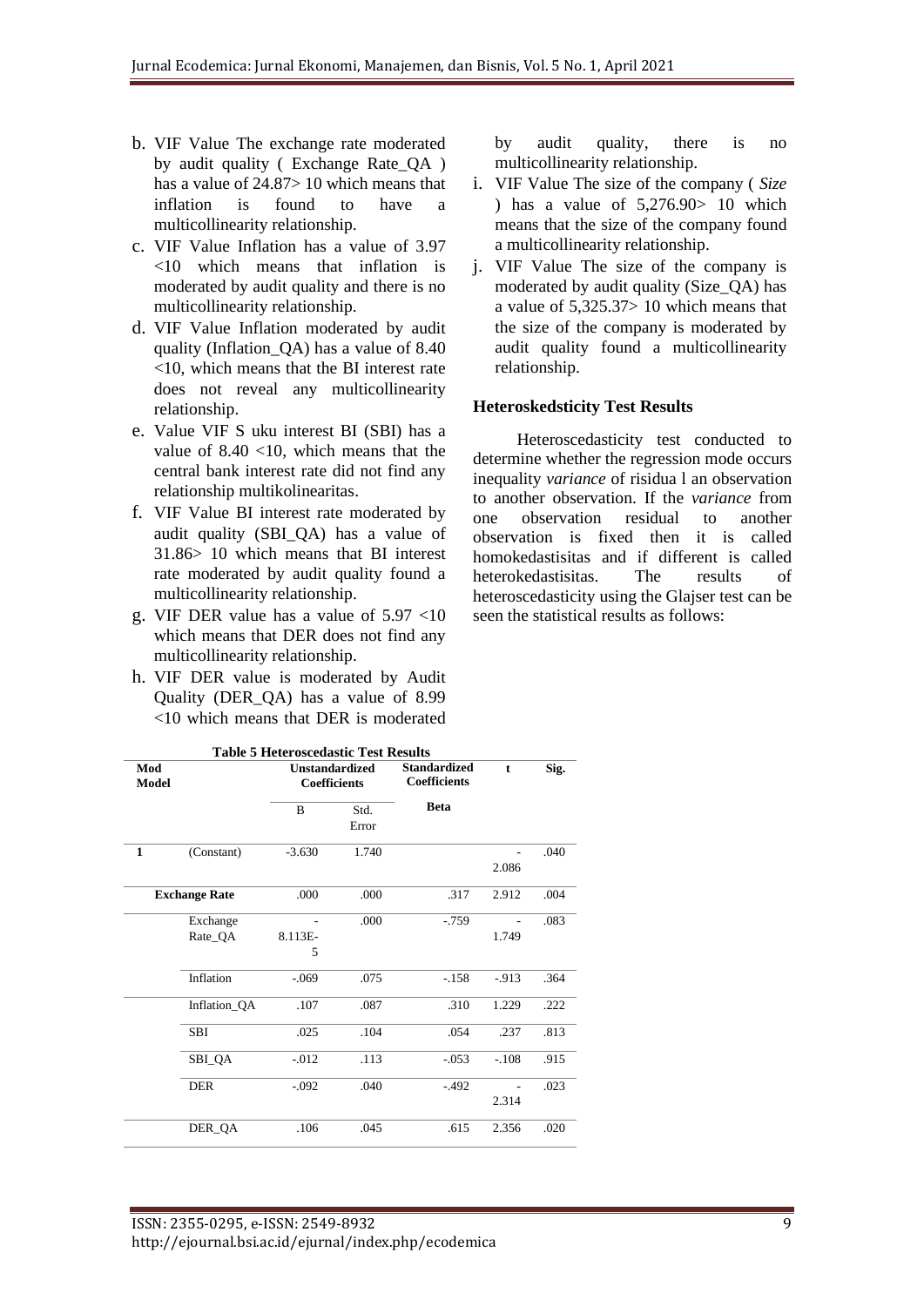b. VIF Value The exchange rate moderated by audit quality ( Exchange Rate_QA ) has a value of 24.87> 10 which means that inflation is found to have a multicollinearity relationship.

c. VIF Value Inflation has a value of 3.97 <10 which means that inflation is moderated by audit quality and there is no multicollinearity relationship.

d. VIF Value Inflation moderated by audit quality (Inflation_QA) has a value of 8.40 <10, which means that the BI interest rate does not reveal any multicollinearity relationship.

e. Value VIF S uku interest BI (SBI) has a value of 8.40 <10, which means that the central bank interest rate did not find any relationship multikolinearitas.

f. VIF Value BI interest rate moderated by audit quality (SBI_QA) has a value of 31.86> 10 which means that BI interest rate moderated by audit quality found a multicollinearity relationship.

g. VIF DER value has a value of 5.97 <10 which means that DER does not find any multicollinearity relationship.

h. VIF DER value is moderated by Audit Quality (DER_QA) has a value of 8.99 <10 which means that DER is moderated by audit quality, there is no multicollinearity relationship.

i. VIF Value The size of the company ( *Size* ) has a value of 5,276.90> 10 which means that the size of the company found a multicollinearity relationship.

j. VIF Value The size of the company is moderated by audit quality (Size_QA) has a value of 5,325.37> 10 which means that the size of the company is moderated by audit quality found a multicollinearity relationship.

**Heteroskedsticity Test Results**

Heteroscedasticity test conducted to determine whether the regression mode occurs inequality *variance* of risidua l an observation to another observation. If the *variance* from one observation residual to another observation is fixed then it is called homokedastisitas and if different is called heterokedastisitas. The results of heteroscedasticity using the Glajser test can be seen the statistical results as follows:

**Table 5 Heteroscedastic Test Results**

| Mod Model | | Unstandardized Coefficients | | Standardized Coefficients | t | Sig. |
|---|---|---|---|---|---|---|
| | | B | Std. Error | Beta | | |
| 1 | (Constant) | -3.630 | 1.740 | | -2.086 | .040 |
| | Exchange Rate | .000 | .000 | .317 | 2.912 | .004 |
| | Exchange Rate_QA | -8.113E-5 | .000 | -.759 | -1.749 | .083 |
| | Inflation | -.069 | .075 | -.158 | -.913 | .364 |
| | Inflation_QA | .107 | .087 | .310 | 1.229 | .222 |
| | SBI | .025 | .104 | .054 | .237 | .813 |
| | SBI_QA | -.012 | .113 | -.053 | -.108 | .915 |
| | DER | -.092 | .040 | -.492 | -2.314 | .023 |
| | DER_QA | .106 | .045 | .615 | 2.356 | .020 |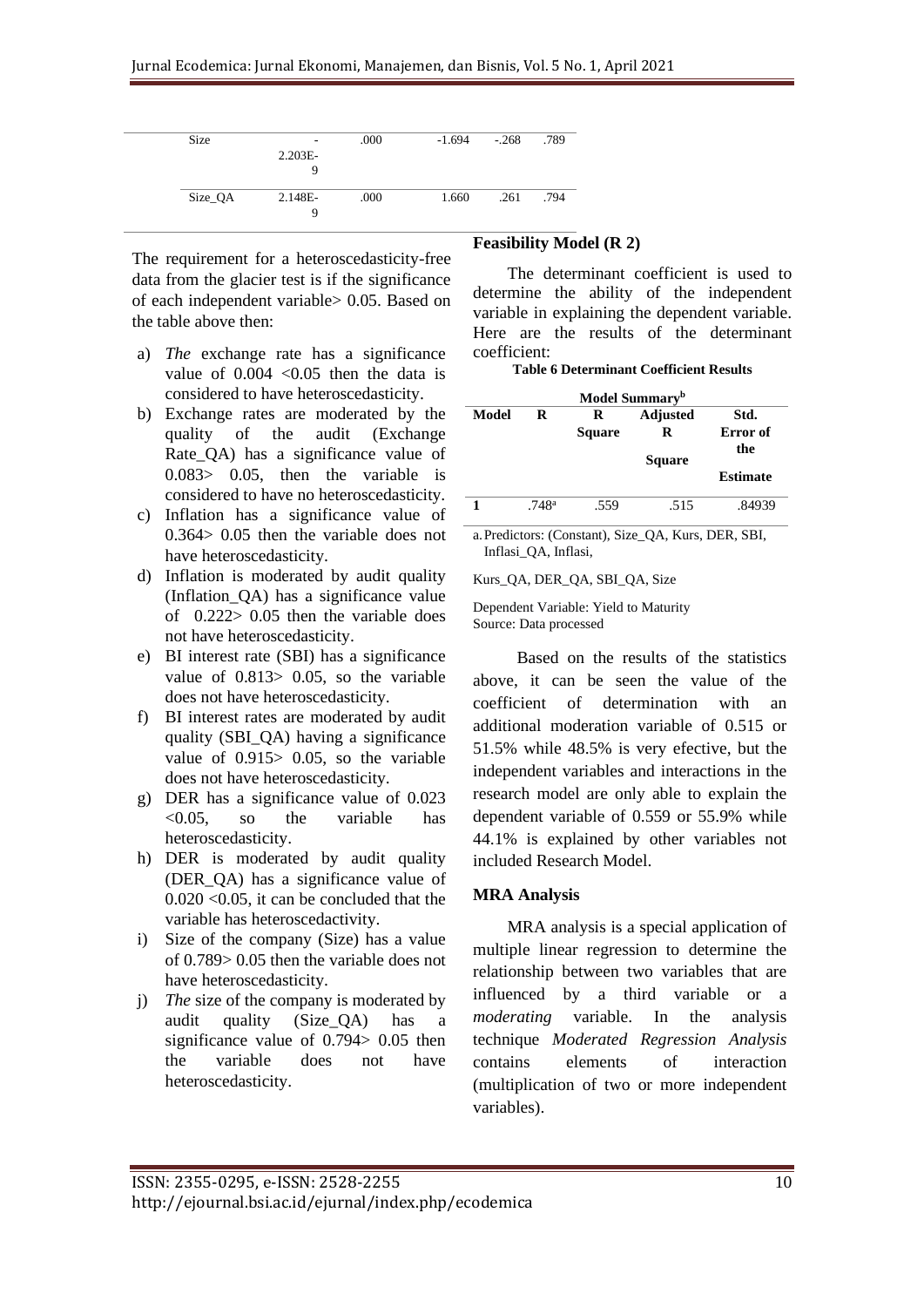| Size | -2.203E-9 | .000 | -1.694 | -.268 | .789 |
|---|---|---|---|---|---|
| Size_QA | 2.148E-9 | .000 | 1.660 | .261 | .794 |

The requirement for a heteroscedasticity-free data from the glacier test is if the significance of each independent variable> 0.05. Based on the table above then:

a) *The* exchange rate has a significance value of 0.004 <0.05 then the data is considered to have heteroscedasticity.
b) Exchange rates are moderated by the quality of the audit (Exchange Rate_QA) has a significance value of 0.083> 0.05, then the variable is considered to have no heteroscedasticity.
c) Inflation has a significance value of 0.364> 0.05 then the variable does not have heteroscedasticity.
d) Inflation is moderated by audit quality (Inflation_QA) has a significance value of 0.222> 0.05 then the variable does not have heteroscedasticity.
e) BI interest rate (SBI) has a significance value of 0.813> 0.05, so the variable does not have heteroscedasticity.
f) BI interest rates are moderated by audit quality (SBI_QA) having a significance value of 0.915> 0.05, so the variable does not have heteroscedasticity.
g) DER has a significance value of 0.023 <0.05, so the variable has heteroscedasticity.
h) DER is moderated by audit quality (DER_QA) has a significance value of 0.020 <0.05, it can be concluded that the variable has heteroscedactivity.
i) Size of the company (Size) has a value of 0.789> 0.05 then the variable does not have heteroscedasticity.
j) *The* size of the company is moderated by audit quality (Size_QA) has a significance value of 0.794> 0.05 then the variable does not have heteroscedasticity.

**Feasibility Model (R 2)**

The determinant coefficient is used to determine the ability of the independent variable in explaining the dependent variable. Here are the results of the determinant coefficient:

**Table 6 Determinant Coefficient Results**

| Model Summary[b] | | | | |
|---|---|---|---|---|
| **Model** | **R** | **R Square** | **Adjusted R Square** | **Std. Error of the Estimate** |
| 1 | .748[a] | .559 | .515 | .84939 |

a. Predictors: (Constant), Size_QA, Kurs, DER, SBI, Inflasi_QA, Inflasi,

Kurs_QA, DER_QA, SBI_QA, Size

Dependent Variable: Yield to Maturity
Source: Data processed

Based on the results of the statistics above, it can be seen the value of the coefficient of determination with an additional moderation variable of 0.515 or 51.5% while 48.5% is very efective, but the independent variables and interactions in the research model are only able to explain the dependent variable of 0.559 or 55.9% while 44.1% is explained by other variables not included Research Model.

**MRA Analysis**

MRA analysis is a special application of multiple linear regression to determine the relationship between two variables that are influenced by a third variable or a *moderating* variable. In the analysis technique *Moderated Regression Analysis* contains elements of interaction (multiplication of two or more independent variables).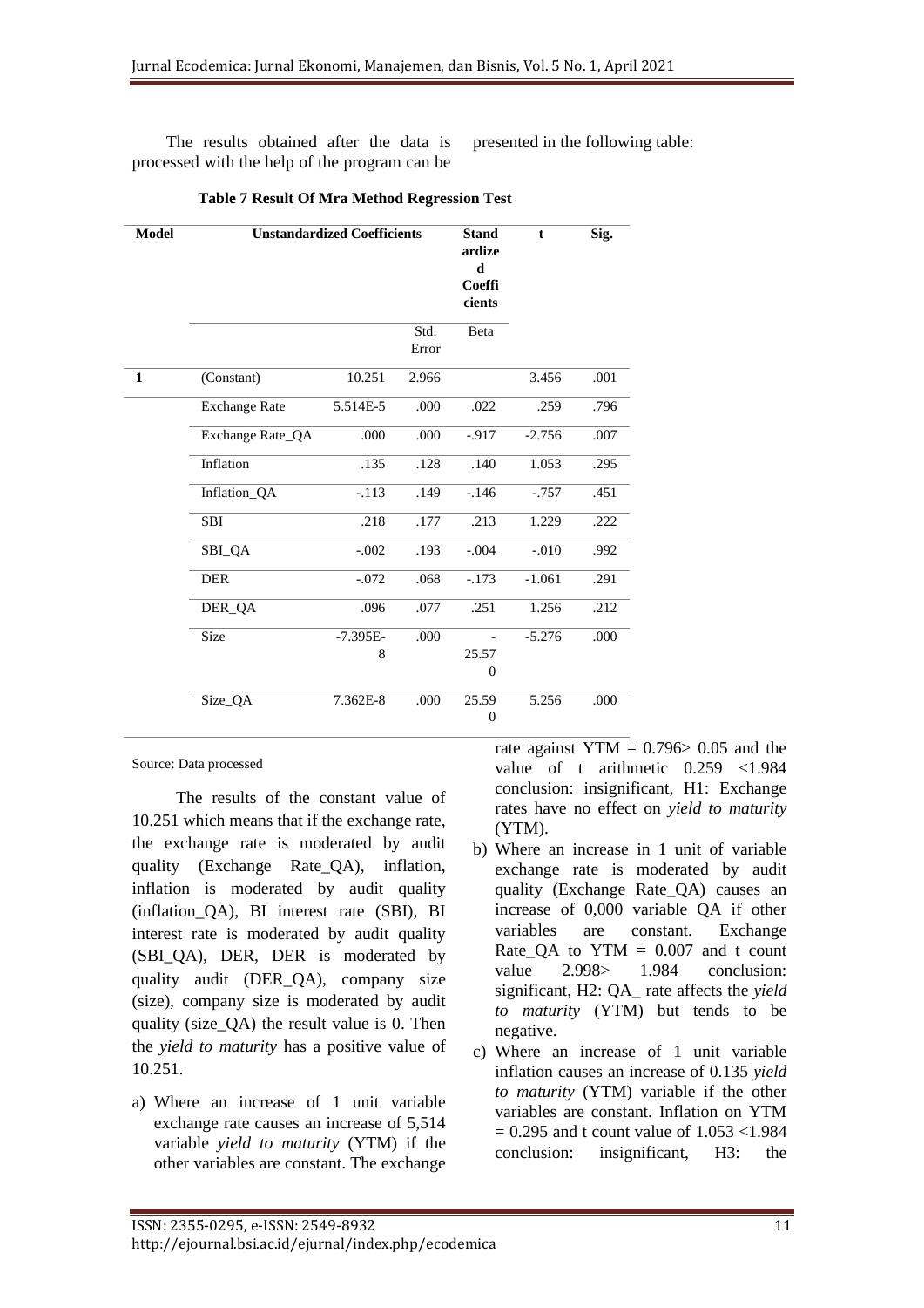The results obtained after the data is processed with the help of the program can be presented in the following table:

**Table 7 Result Of Mra Method Regression Test**

| Model | | Unstandardized Coefficients | | Standardized Coefficients | t | Sig. |
|---|---|---|---|---|---|---|
| | | | Std. Error | Beta | | |
| 1 | (Constant) | 10.251 | 2.966 | | 3.456 | .001 |
| | Exchange Rate | 5.514E-5 | .000 | .022 | .259 | .796 |
| | Exchange Rate_QA | .000 | .000 | -.917 | -2.756 | .007 |
| | Inflation | .135 | .128 | .140 | 1.053 | .295 |
| | Inflation_QA | -.113 | .149 | -.146 | -.757 | .451 |
| | SBI | .218 | .177 | .213 | 1.229 | .222 |
| | SBI_QA | -.002 | .193 | -.004 | -.010 | .992 |
| | DER | -.072 | .068 | -.173 | -1.061 | .291 |
| | DER_QA | .096 | .077 | .251 | 1.256 | .212 |
| | Size | -7.395E-8 | .000 | -25.570 | -5.276 | .000 |
| | Size_QA | 7.362E-8 | .000 | 25.590 | 5.256 | .000 |

Source: Data processed

The results of the constant value of 10.251 which means that if the exchange rate, the exchange rate is moderated by audit quality (Exchange Rate_QA), inflation, inflation is moderated by audit quality (inflation_QA), BI interest rate (SBI), BI interest rate is moderated by audit quality (SBI_QA), DER, DER is moderated by quality audit (DER_QA), company size (size), company size is moderated by audit quality (size_QA) the result value is 0. Then the *yield to maturity* has a positive value of 10.251.

a) Where an increase of 1 unit variable exchange rate causes an increase of 5,514 variable *yield to maturity* (YTM) if the other variables are constant. The exchange rate against YTM = 0.796> 0.05 and the value of t arithmetic 0.259 <1.984 conclusion: insignificant, H1: Exchange rates have no effect on *yield to maturity* (YTM).
b) Where an increase in 1 unit of variable exchange rate is moderated by audit quality (Exchange Rate_QA) causes an increase of 0,000 variable QA if other variables are constant. Exchange Rate_QA to YTM = 0.007 and t count value 2.998> 1.984 conclusion: significant, H2: QA_ rate affects the *yield to maturity* (YTM) but tends to be negative.
c) Where an increase of 1 unit variable inflation causes an increase of 0.135 *yield to maturity* (YTM) variable if the other variables are constant. Inflation on YTM = 0.295 and t count value of 1.053 <1.984 conclusion: insignificant, H3: the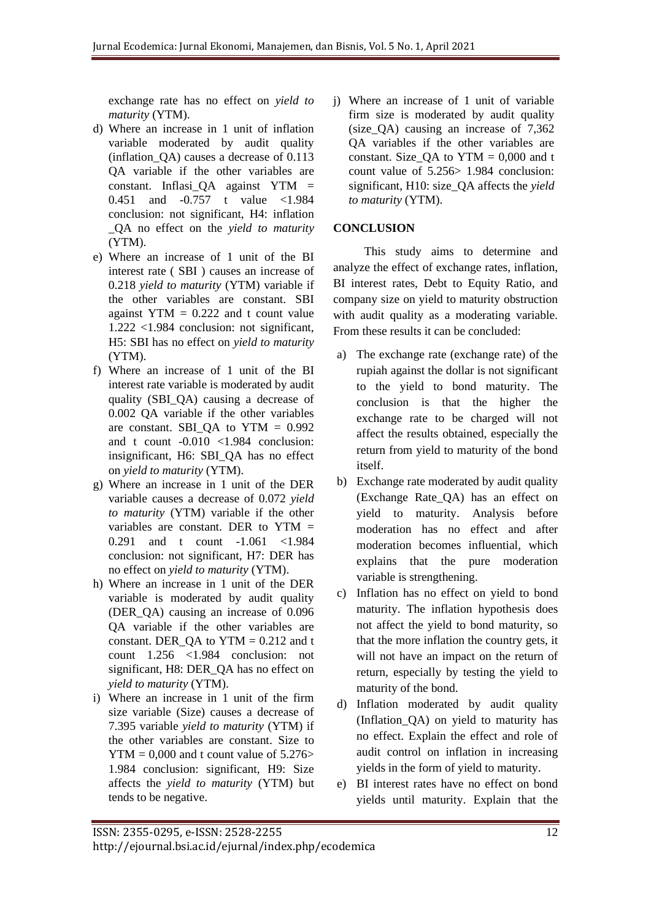exchange rate has no effect on *yield to maturity* (YTM).

d) Where an increase in 1 unit of inflation variable moderated by audit quality (inflation_QA) causes a decrease of 0.113 QA variable if the other variables are constant. Inflasi_QA against YTM = 0.451 and -0.757 t value <1.984 conclusion: not significant, H4: inflation _QA no effect on the *yield to maturity* (YTM).
e) Where an increase of 1 unit of the BI interest rate ( SBI ) causes an increase of 0.218 *yield to maturity* (YTM) variable if the other variables are constant. SBI against YTM = 0.222 and t count value 1.222 <1.984 conclusion: not significant, H5: SBI has no effect on *yield to maturity* (YTM).
f) Where an increase of 1 unit of the BI interest rate variable is moderated by audit quality (SBI_QA) causing a decrease of 0.002 QA variable if the other variables are constant. SBI_QA to YTM = 0.992 and t count -0.010 <1.984 conclusion: insignificant, H6: SBI_QA has no effect on *yield to maturity* (YTM).
g) Where an increase in 1 unit of the DER variable causes a decrease of 0.072 *yield to maturity* (YTM) variable if the other variables are constant. DER to YTM = 0.291 and t count -1.061 <1.984 conclusion: not significant, H7: DER has no effect on *yield to maturity* (YTM).
h) Where an increase in 1 unit of the DER variable is moderated by audit quality (DER_QA) causing an increase of 0.096 QA variable if the other variables are constant. DER_QA to YTM = 0.212 and t count 1.256 <1.984 conclusion: not significant, H8: DER_QA has no effect on *yield to maturity* (YTM).
i) Where an increase in 1 unit of the firm size variable (Size) causes a decrease of 7.395 variable *yield to maturity* (YTM) if the other variables are constant. Size to YTM = 0,000 and t count value of 5.276> 1.984 conclusion: significant, H9: Size affects the *yield to maturity* (YTM) but tends to be negative.
j) Where an increase of 1 unit of variable firm size is moderated by audit quality (size_QA) causing an increase of 7,362 QA variables if the other variables are constant. Size_QA to YTM = 0,000 and t count value of 5.256> 1.984 conclusion: significant, H10: size_QA affects the *yield to maturity* (YTM).

## CONCLUSION

This study aims to determine and analyze the effect of exchange rates, inflation, BI interest rates, Debt to Equity Ratio, and company size on yield to maturity obstruction with audit quality as a moderating variable. From these results it can be concluded:

a) The exchange rate (exchange rate) of the rupiah against the dollar is not significant to the yield to bond maturity. The conclusion is that the higher the exchange rate to be charged will not affect the results obtained, especially the return from yield to maturity of the bond itself.
b) Exchange rate moderated by audit quality (Exchange Rate_QA) has an effect on yield to maturity. Analysis before moderation has no effect and after moderation becomes influential, which explains that the pure moderation variable is strengthening.
c) Inflation has no effect on yield to bond maturity. The inflation hypothesis does not affect the yield to bond maturity, so that the more inflation the country gets, it will not have an impact on the return of return, especially by testing the yield to maturity of the bond.
d) Inflation moderated by audit quality (Inflation_QA) on yield to maturity has no effect. Explain the effect and role of audit control on inflation in increasing yields in the form of yield to maturity.
e) BI interest rates have no effect on bond yields until maturity. Explain that the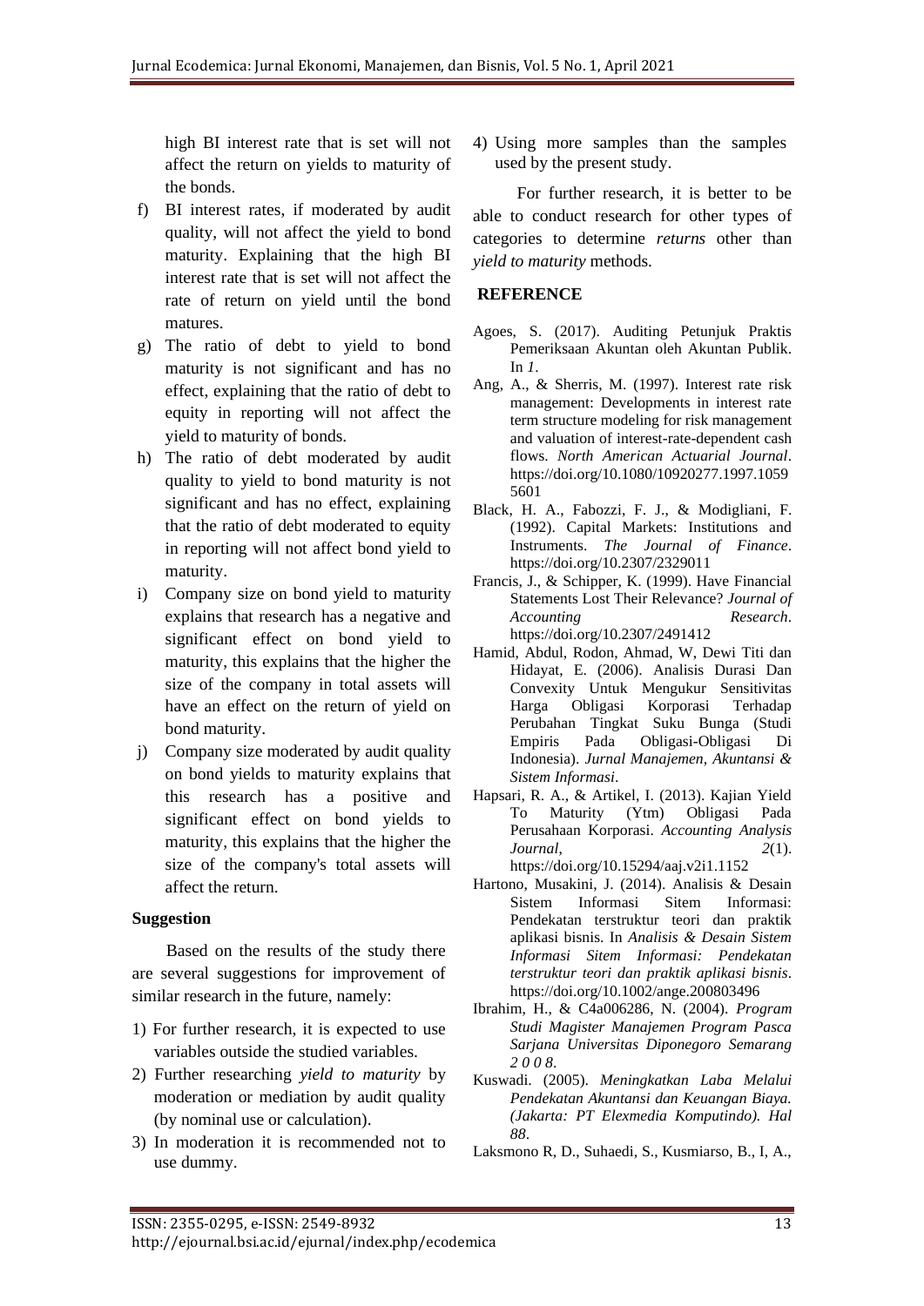high BI interest rate that is set will not affect the return on yields to maturity of the bonds.

f) BI interest rates, if moderated by audit quality, will not affect the yield to bond maturity. Explaining that the high BI interest rate that is set will not affect the rate of return on yield until the bond matures.
g) The ratio of debt to yield to bond maturity is not significant and has no effect, explaining that the ratio of debt to equity in reporting will not affect the yield to maturity of bonds.
h) The ratio of debt moderated by audit quality to yield to bond maturity is not significant and has no effect, explaining that the ratio of debt moderated to equity in reporting will not affect bond yield to maturity.
i) Company size on bond yield to maturity explains that research has a negative and significant effect on bond yield to maturity, this explains that the higher the size of the company in total assets will have an effect on the return of yield on bond maturity.
j) Company size moderated by audit quality on bond yields to maturity explains that this research has a positive and significant effect on bond yields to maturity, this explains that the higher the size of the company's total assets will affect the return.

### Suggestion

Based on the results of the study there are several suggestions for improvement of similar research in the future, namely:

1) For further research, it is expected to use variables outside the studied variables.
2) Further researching *yield to maturity* by moderation or mediation by audit quality (by nominal use or calculation).
3) In moderation it is recommended not to use dummy.
4) Using more samples than the samples used by the present study.

For further research, it is better to be able to conduct research for other types of categories to determine *returns* other than *yield to maturity* methods.

## REFERENCE

Agoes, S. (2017). Auditing Petunjuk Praktis Pemeriksaan Akuntan oleh Akuntan Publik. In *1*.

Ang, A., & Sherris, M. (1997). Interest rate risk management: Developments in interest rate term structure modeling for risk management and valuation of interest-rate-dependent cash flows. *North American Actuarial Journal*. https://doi.org/10.1080/10920277.1997.10595601

Black, H. A., Fabozzi, F. J., & Modigliani, F. (1992). Capital Markets: Institutions and Instruments. *The Journal of Finance*. https://doi.org/10.2307/2329011

Francis, J., & Schipper, K. (1999). Have Financial Statements Lost Their Relevance? *Journal of Accounting Research*. https://doi.org/10.2307/2491412

Hamid, Abdul, Rodon, Ahmad, W, Dewi Titi dan Hidayat, E. (2006). Analisis Durasi Dan Convexity Untuk Mengukur Sensitivitas Harga Obligasi Korporasi Terhadap Perubahan Tingkat Suku Bunga (Studi Empiris Pada Obligasi-Obligasi Di Indonesia). *Jurnal Manajemen, Akuntansi & Sistem Informasi*.

Hapsari, R. A., & Artikel, I. (2013). Kajian Yield To Maturity (Ytm) Obligasi Pada Perusahaan Korporasi. *Accounting Analysis Journal*, *2*(1). https://doi.org/10.15294/aaj.v2i1.1152

Hartono, Musakini, J. (2014). Analisis & Desain Sistem Informasi Sitem Informasi: Pendekatan terstruktur teori dan praktik aplikasi bisnis. In *Analisis & Desain Sistem Informasi Sitem Informasi: Pendekatan terstruktur teori dan praktik aplikasi bisnis*. https://doi.org/10.1002/ange.200803496

Ibrahim, H., & C4a006286, N. (2004). *Program Studi Magister Manajemen Program Pasca Sarjana Universitas Diponegoro Semarang 2 0 0 8*.

Kuswadi. (2005). *Meningkatkan Laba Melalui Pendekatan Akuntansi dan Keuangan Biaya. (Jakarta: PT Elexmedia Komputindo). Hal 88*.

Laksmono R, D., Suhaedi, S., Kusmiarso, B., I, A.,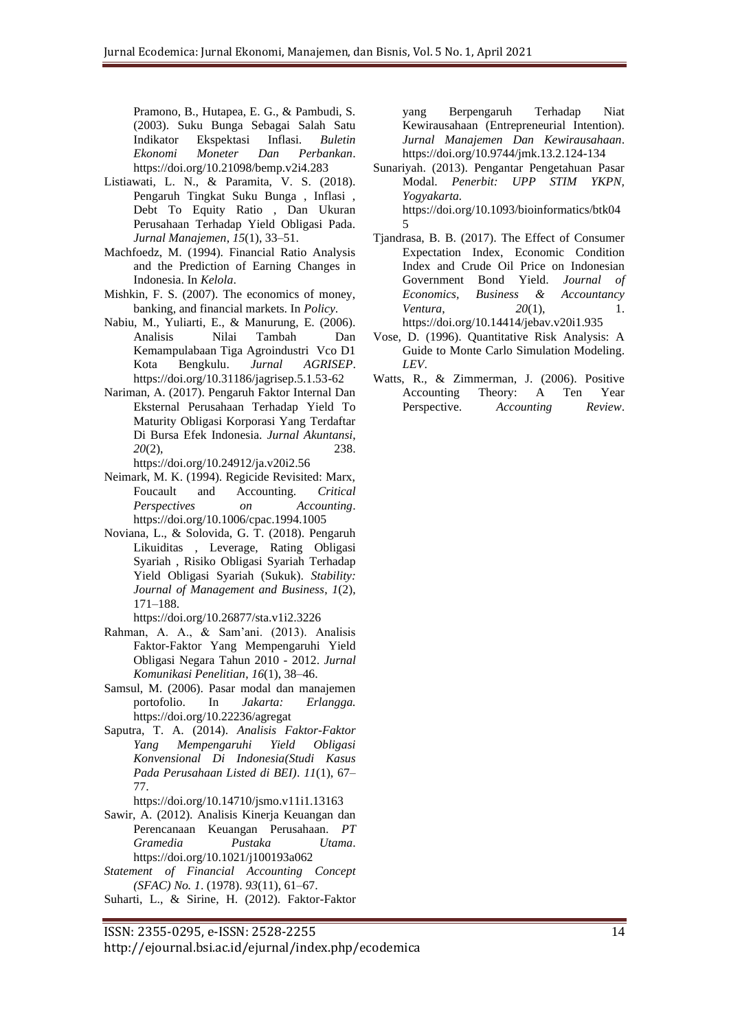Pramono, B., Hutapea, E. G., & Pambudi, S. (2003). Suku Bunga Sebagai Salah Satu Indikator Ekspektasi Inflasi. *Buletin Ekonomi Moneter Dan Perbankan*. https://doi.org/10.21098/bemp.v2i4.283

Listiawati, L. N., & Paramita, V. S. (2018). Pengaruh Tingkat Suku Bunga , Inflasi , Debt To Equity Ratio , Dan Ukuran Perusahaan Terhadap Yield Obligasi Pada. *Jurnal Manajemen*, *15*(1), 33–51.

Machfoedz, M. (1994). Financial Ratio Analysis and the Prediction of Earning Changes in Indonesia. In *Kelola*.

Mishkin, F. S. (2007). The economics of money, banking, and financial markets. In *Policy*.

Nabiu, M., Yuliarti, E., & Manurung, E. (2006). Analisis Nilai Tambah Dan Kemampulabaan Tiga Agroindustri Vco D1 Kota Bengkulu. *Jurnal AGRISEP*. https://doi.org/10.31186/jagrisep.5.1.53-62

Nariman, A. (2017). Pengaruh Faktor Internal Dan Eksternal Perusahaan Terhadap Yield To Maturity Obligasi Korporasi Yang Terdaftar Di Bursa Efek Indonesia. *Jurnal Akuntansi*, *20*(2), 238. https://doi.org/10.24912/ja.v20i2.56

Neimark, M. K. (1994). Regicide Revisited: Marx, Foucault and Accounting. *Critical Perspectives on Accounting*. https://doi.org/10.1006/cpac.1994.1005

Noviana, L., & Solovida, G. T. (2018). Pengaruh Likuiditas , Leverage, Rating Obligasi Syariah , Risiko Obligasi Syariah Terhadap Yield Obligasi Syariah (Sukuk). *Stability: Journal of Management and Business*, *1*(2), 171–188. https://doi.org/10.26877/sta.v1i2.3226

Rahman, A. A., & Sam'ani. (2013). Analisis Faktor-Faktor Yang Mempengaruhi Yield Obligasi Negara Tahun 2010 - 2012. *Jurnal Komunikasi Penelitian*, *16*(1), 38–46.

Samsul, M. (2006). Pasar modal dan manajemen portofolio. In *Jakarta: Erlangga.* https://doi.org/10.22236/agregat

Saputra, T. A. (2014). *Analisis Faktor-Faktor Yang Mempengaruhi Yield Obligasi Konvensional Di Indonesia(Studi Kasus Pada Perusahaan Listed di BEI)*. *11*(1), 67–77. https://doi.org/10.14710/jsmo.v11i1.13163

Sawir, A. (2012). Analisis Kinerja Keuangan dan Perencanaan Keuangan Perusahaan. *PT Gramedia Pustaka Utama*. https://doi.org/10.1021/j100193a062

*Statement of Financial Accounting Concept (SFAC) No. 1*. (1978). *93*(11), 61–67.

Suharti, L., & Sirine, H. (2012). Faktor-Faktor yang Berpengaruh Terhadap Niat Kewirausahaan (Entrepreneurial Intention). *Jurnal Manajemen Dan Kewirausahaan*. https://doi.org/10.9744/jmk.13.2.124-134

Sunariyah. (2013). Pengantar Pengetahuan Pasar Modal. *Penerbit: UPP STIM YKPN, Yogyakarta.* https://doi.org/10.1093/bioinformatics/btk045

Tjandrasa, B. B. (2017). The Effect of Consumer Expectation Index, Economic Condition Index and Crude Oil Price on Indonesian Government Bond Yield. *Journal of Economics, Business & Accountancy Ventura*, *20*(1), 1. https://doi.org/10.14414/jebav.v20i1.935

Vose, D. (1996). Quantitative Risk Analysis: A Guide to Monte Carlo Simulation Modeling. *LEV*.

Watts, R., & Zimmerman, J. (2006). Positive Accounting Theory: A Ten Year Perspective. *Accounting Review*.